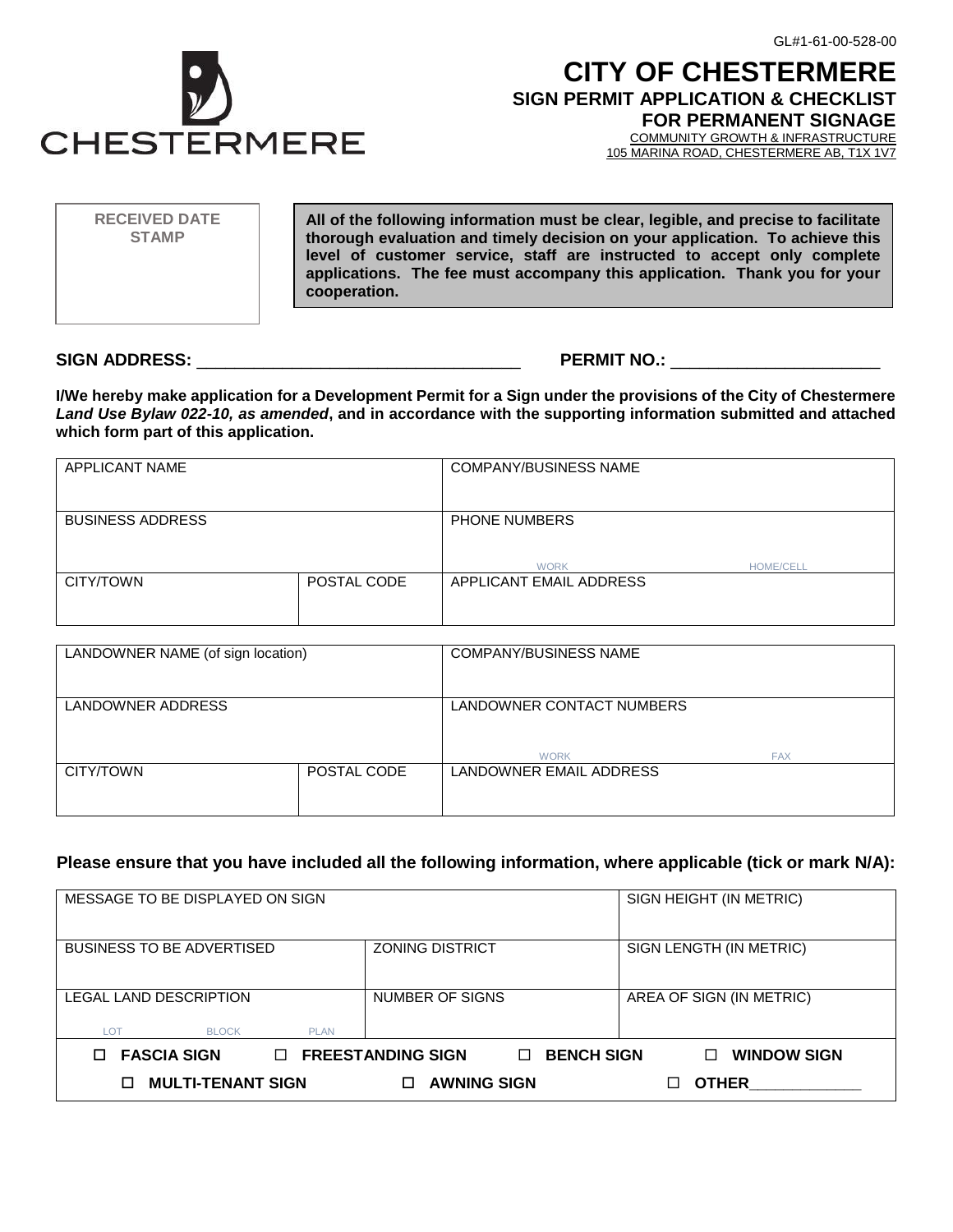GL#1-61-00-528-00

CHESTERMERE

# CITY OF CHESTERMERE

## SIGN PERMIT APPLICATION & CHECKLIST FOR PERMANENT SIGNAGE

COMMUNITY GROWTH & INFRASTRUCTURE
105 MARINA ROAD, CHESTERMERE AB, T1X 1V7

| RECEIVED DATE STAMP | **All of the following information must be clear, legible, and precise to facilitate thorough evaluation and timely decision on your application. To achieve this level of customer service, staff are instructed to accept only complete applications. The fee must accompany this application. Thank you for your cooperation.** |
|---|---|

**SIGN ADDRESS:** ___________________________________ **PERMIT NO.:** ______________________

**I/We hereby make application for a Development Permit for a Sign under the provisions of the City of Chestermere *Land Use Bylaw 022-10, as amended*, and in accordance with the supporting information submitted and attached which form part of this application.**

| APPLICANT NAME | | COMPANY/BUSINESS NAME | |
|---|---|---|---|
| BUSINESS ADDRESS | | PHONE NUMBERS<br>WORK | HOME/CELL |
| CITY/TOWN | POSTAL CODE | APPLICANT EMAIL ADDRESS | |

| LANDOWNER NAME (of sign location) | | COMPANY/BUSINESS NAME | |
|---|---|---|---|
| LANDOWNER ADDRESS | | LANDOWNER CONTACT NUMBERS<br>WORK | FAX |
| CITY/TOWN | POSTAL CODE | LANDOWNER EMAIL ADDRESS | |

**Please ensure that you have included all the following information, where applicable (tick or mark N/A):**

| MESSAGE TO BE DISPLAYED ON SIGN | | SIGN HEIGHT (IN METRIC) |
|---|---|---|
| BUSINESS TO BE ADVERTISED | ZONING DISTRICT | SIGN LENGTH (IN METRIC) |
| LEGAL LAND DESCRIPTION<br>LOT BLOCK PLAN | NUMBER OF SIGNS | AREA OF SIGN (IN METRIC) |

☐ **FASCIA SIGN** ☐ **FREESTANDING SIGN** ☐ **BENCH SIGN** ☐ **WINDOW SIGN**

☐ **MULTI-TENANT SIGN** ☐ **AWNING SIGN** ☐ **OTHER**_____________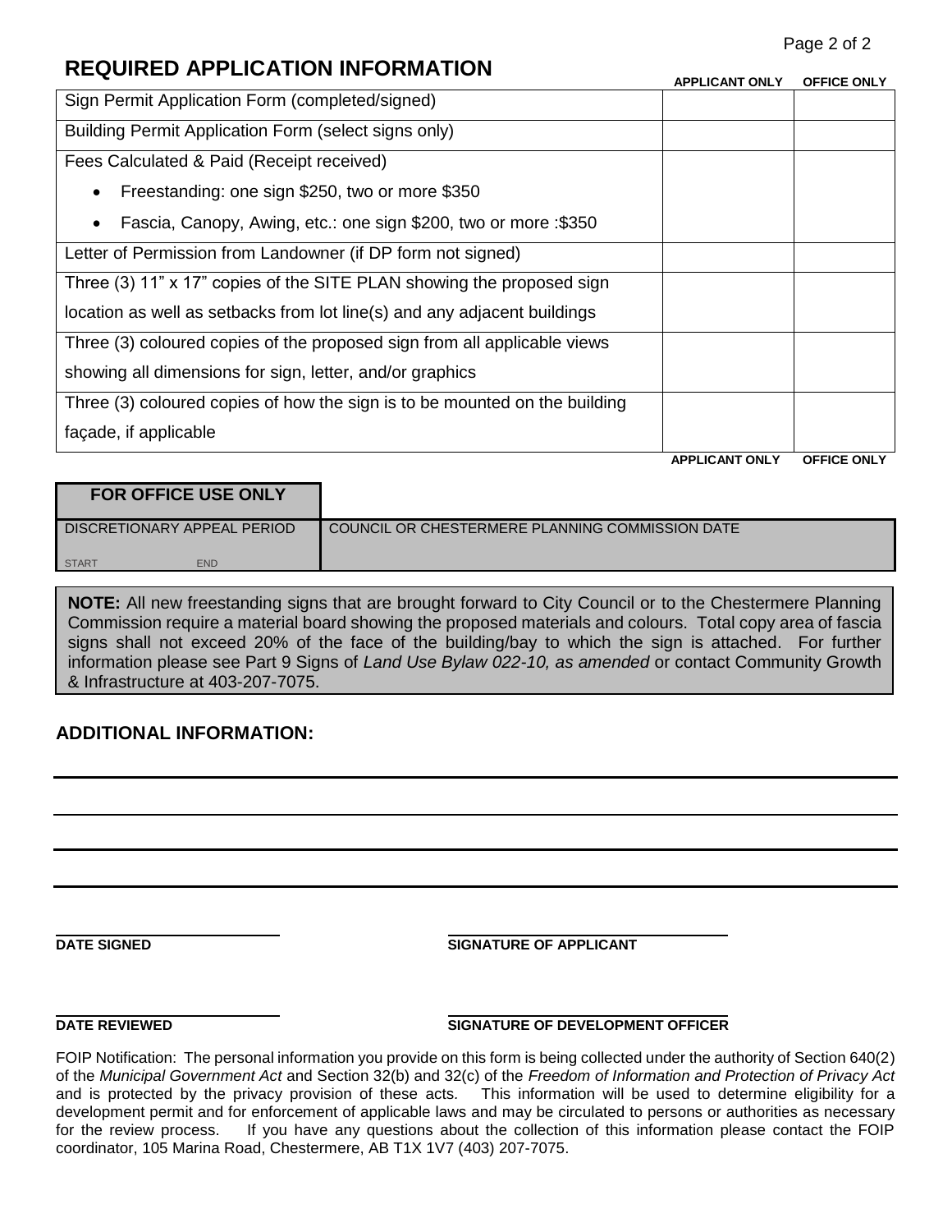## REQUIRED APPLICATION INFORMATION

| | APPLICANT ONLY | OFFICE ONLY |
|---|---|---|
| Sign Permit Application Form (completed/signed) | | |
| Building Permit Application Form (select signs only) | | |
| Fees Calculated & Paid (Receipt received)<br>• Freestanding: one sign $250, two or more $350<br>• Fascia, Canopy, Awing, etc.: one sign $200, two or more :$350 | | |
| Letter of Permission from Landowner (if DP form not signed) | | |
| Three (3) 11" x 17" copies of the SITE PLAN showing the proposed sign location as well as setbacks from lot line(s) and any adjacent buildings | | |
| Three (3) coloured copies of the proposed sign from all applicable views showing all dimensions for sign, letter, and/or graphics | | |
| Three (3) coloured copies of how the sign is to be mounted on the building façade, if applicable | | |
| | **APPLICANT ONLY** | **OFFICE ONLY** |

| FOR OFFICE USE ONLY | |
|---|---|
| DISCRETIONARY APPEAL PERIOD<br>START END | COUNCIL OR CHESTERMERE PLANNING COMMISSION DATE |

**NOTE:** All new freestanding signs that are brought forward to City Council or to the Chestermere Planning Commission require a material board showing the proposed materials and colours. Total copy area of fascia signs shall not exceed 20% of the face of the building/bay to which the sign is attached. For further information please see Part 9 Signs of *Land Use Bylaw 022-10, as amended* or contact Community Growth & Infrastructure at 403-207-7075.

### ADDITIONAL INFORMATION:

\_\_\_\_\_\_\_\_\_\_\_\_\_\_\_\_\_\_\_\_\_\_\_\_\_\_\_\_\_\_\_\_\_\_\_\_\_\_\_\_\_\_\_\_\_\_\_\_\_\_\_\_\_\_\_\_\_\_\_\_\_\_\_\_\_\_\_\_\_\_\_\_\_\_\_\_

\_\_\_\_\_\_\_\_\_\_\_\_\_\_\_\_\_\_\_\_\_\_\_\_\_\_\_\_\_\_\_\_\_\_\_\_\_\_\_\_\_\_\_\_\_\_\_\_\_\_\_\_\_\_\_\_\_\_\_\_\_\_\_\_\_\_\_\_\_\_\_\_\_\_\_\_

\_\_\_\_\_\_\_\_\_\_\_\_\_\_\_\_\_\_\_\_\_\_\_\_\_\_\_\_\_\_\_\_\_\_\_\_\_\_\_\_\_\_\_\_\_\_\_\_\_\_\_\_\_\_\_\_\_\_\_\_\_\_\_\_\_\_\_\_\_\_\_\_\_\_\_\_

\_\_\_\_\_\_\_\_\_\_\_\_\_\_\_\_\_\_\_\_\_\_\_\_\_\_\_\_\_\_\_\_\_\_\_\_\_\_\_\_\_\_\_\_\_\_\_\_\_\_\_\_\_\_\_\_\_\_\_\_\_\_\_\_\_\_\_\_\_\_\_\_\_\_\_\_

**DATE SIGNED** **SIGNATURE OF APPLICANT**

**DATE REVIEWED** **SIGNATURE OF DEVELOPMENT OFFICER**

FOIP Notification: The personal information you provide on this form is being collected under the authority of Section 640(2) of the *Municipal Government Act* and Section 32(b) and 32(c) of the *Freedom of Information and Protection of Privacy Act* and is protected by the privacy provision of these acts. This information will be used to determine eligibility for a development permit and for enforcement of applicable laws and may be circulated to persons or authorities as necessary for the review process. If you have any questions about the collection of this information please contact the FOIP coordinator, 105 Marina Road, Chestermere, AB T1X 1V7 (403) 207-7075.